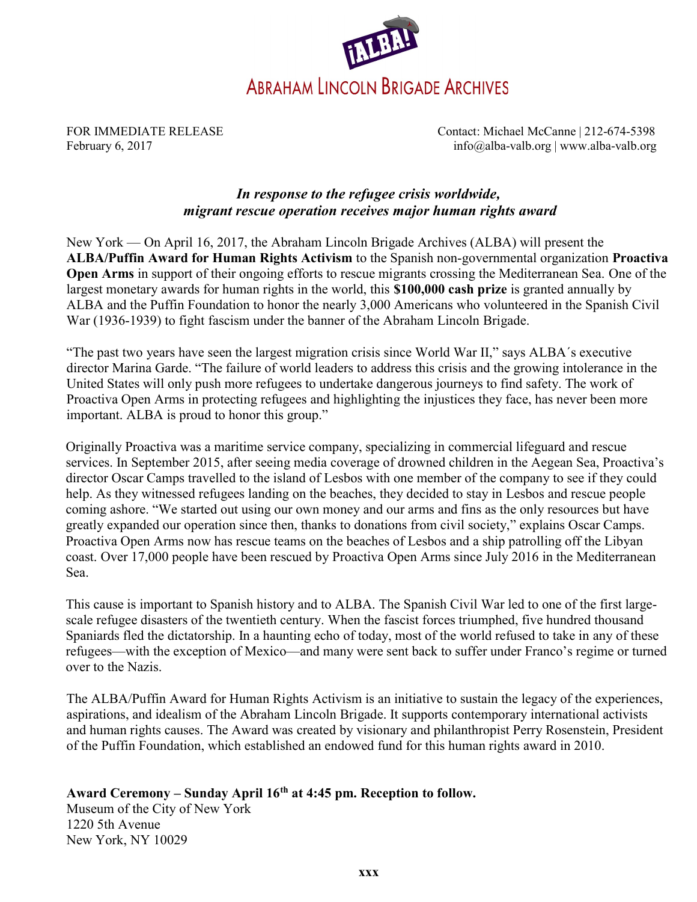# ¡ALBA!

## Abraham Lincoln Brigade Archives

FOR IMMEDIATE RELEASE
February 6, 2017

Contact: Michael McCanne | 212-674-5398
info@alba-valb.org | www.alba-valb.org

### *In response to the refugee crisis worldwide, migrant rescue operation receives major human rights award*

New York — On April 16, 2017, the Abraham Lincoln Brigade Archives (ALBA) will present the **ALBA/Puffin Award for Human Rights Activism** to the Spanish non-governmental organization **Proactiva Open Arms** in support of their ongoing efforts to rescue migrants crossing the Mediterranean Sea. One of the largest monetary awards for human rights in the world, this **$100,000 cash prize** is granted annually by ALBA and the Puffin Foundation to honor the nearly 3,000 Americans who volunteered in the Spanish Civil War (1936-1939) to fight fascism under the banner of the Abraham Lincoln Brigade.

"The past two years have seen the largest migration crisis since World War II," says ALBA´s executive director Marina Garde. "The failure of world leaders to address this crisis and the growing intolerance in the United States will only push more refugees to undertake dangerous journeys to find safety. The work of Proactiva Open Arms in protecting refugees and highlighting the injustices they face, has never been more important. ALBA is proud to honor this group."

Originally Proactiva was a maritime service company, specializing in commercial lifeguard and rescue services. In September 2015, after seeing media coverage of drowned children in the Aegean Sea, Proactiva's director Oscar Camps travelled to the island of Lesbos with one member of the company to see if they could help. As they witnessed refugees landing on the beaches, they decided to stay in Lesbos and rescue people coming ashore. "We started out using our own money and our arms and fins as the only resources but have greatly expanded our operation since then, thanks to donations from civil society," explains Oscar Camps. Proactiva Open Arms now has rescue teams on the beaches of Lesbos and a ship patrolling off the Libyan coast. Over 17,000 people have been rescued by Proactiva Open Arms since July 2016 in the Mediterranean Sea.

This cause is important to Spanish history and to ALBA. The Spanish Civil War led to one of the first large-scale refugee disasters of the twentieth century. When the fascist forces triumphed, five hundred thousand Spaniards fled the dictatorship. In a haunting echo of today, most of the world refused to take in any of these refugees—with the exception of Mexico—and many were sent back to suffer under Franco's regime or turned over to the Nazis.

The ALBA/Puffin Award for Human Rights Activism is an initiative to sustain the legacy of the experiences, aspirations, and idealism of the Abraham Lincoln Brigade. It supports contemporary international activists and human rights causes. The Award was created by visionary and philanthropist Perry Rosenstein, President of the Puffin Foundation, which established an endowed fund for this human rights award in 2010.

**Award Ceremony – Sunday April 16th at 4:45 pm. Reception to follow.**
Museum of the City of New York
1220 5th Avenue
New York, NY 10029

xxx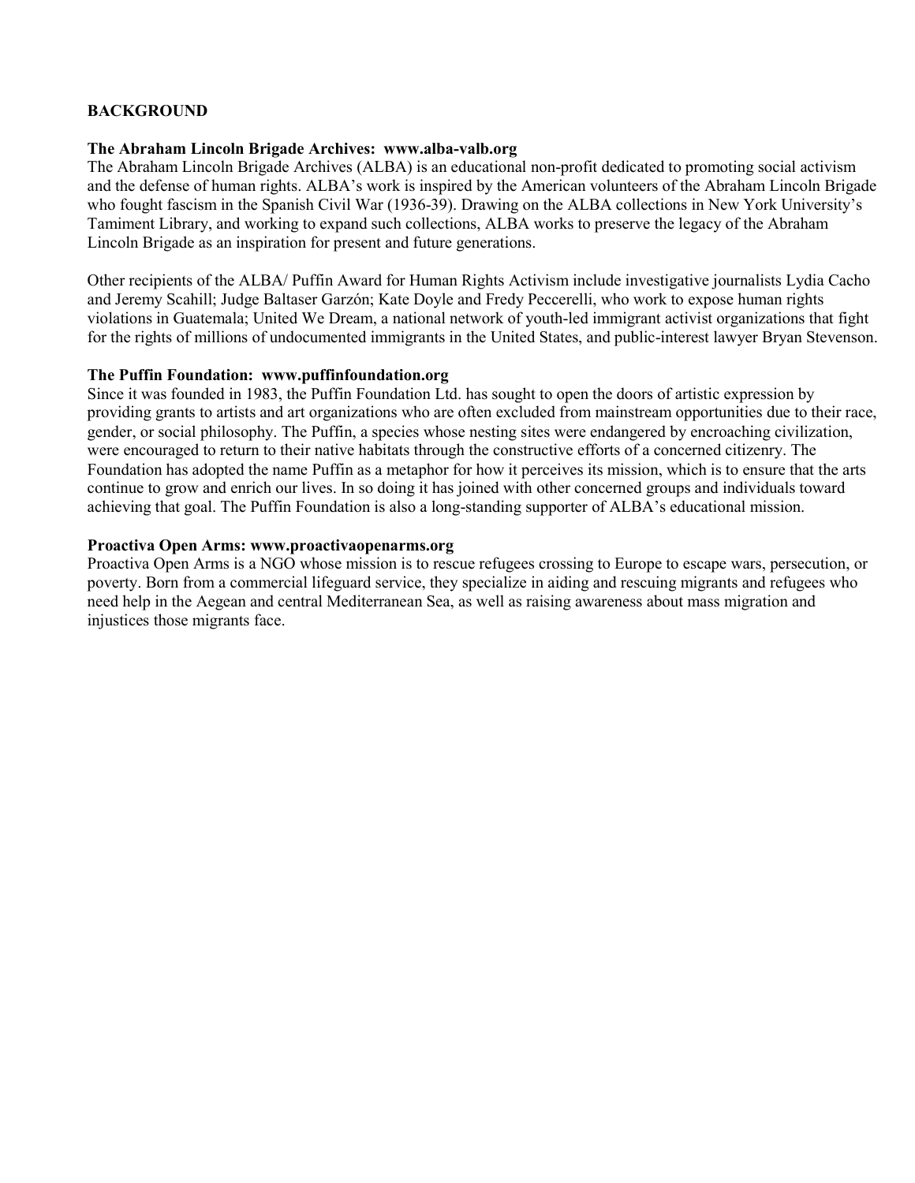## BACKGROUND

**The Abraham Lincoln Brigade Archives: www.alba-valb.org**

The Abraham Lincoln Brigade Archives (ALBA) is an educational non-profit dedicated to promoting social activism and the defense of human rights. ALBA's work is inspired by the American volunteers of the Abraham Lincoln Brigade who fought fascism in the Spanish Civil War (1936-39). Drawing on the ALBA collections in New York University's Tamiment Library, and working to expand such collections, ALBA works to preserve the legacy of the Abraham Lincoln Brigade as an inspiration for present and future generations.

Other recipients of the ALBA/ Puffin Award for Human Rights Activism include investigative journalists Lydia Cacho and Jeremy Scahill; Judge Baltaser Garzón; Kate Doyle and Fredy Peccerelli, who work to expose human rights violations in Guatemala; United We Dream, a national network of youth-led immigrant activist organizations that fight for the rights of millions of undocumented immigrants in the United States, and public-interest lawyer Bryan Stevenson.

**The Puffin Foundation: www.puffinfoundation.org**

Since it was founded in 1983, the Puffin Foundation Ltd. has sought to open the doors of artistic expression by providing grants to artists and art organizations who are often excluded from mainstream opportunities due to their race, gender, or social philosophy. The Puffin, a species whose nesting sites were endangered by encroaching civilization, were encouraged to return to their native habitats through the constructive efforts of a concerned citizenry. The Foundation has adopted the name Puffin as a metaphor for how it perceives its mission, which is to ensure that the arts continue to grow and enrich our lives. In so doing it has joined with other concerned groups and individuals toward achieving that goal. The Puffin Foundation is also a long-standing supporter of ALBA's educational mission.

**Proactiva Open Arms: www.proactivaopenarms.org**

Proactiva Open Arms is a NGO whose mission is to rescue refugees crossing to Europe to escape wars, persecution, or poverty. Born from a commercial lifeguard service, they specialize in aiding and rescuing migrants and refugees who need help in the Aegean and central Mediterranean Sea, as well as raising awareness about mass migration and injustices those migrants face.